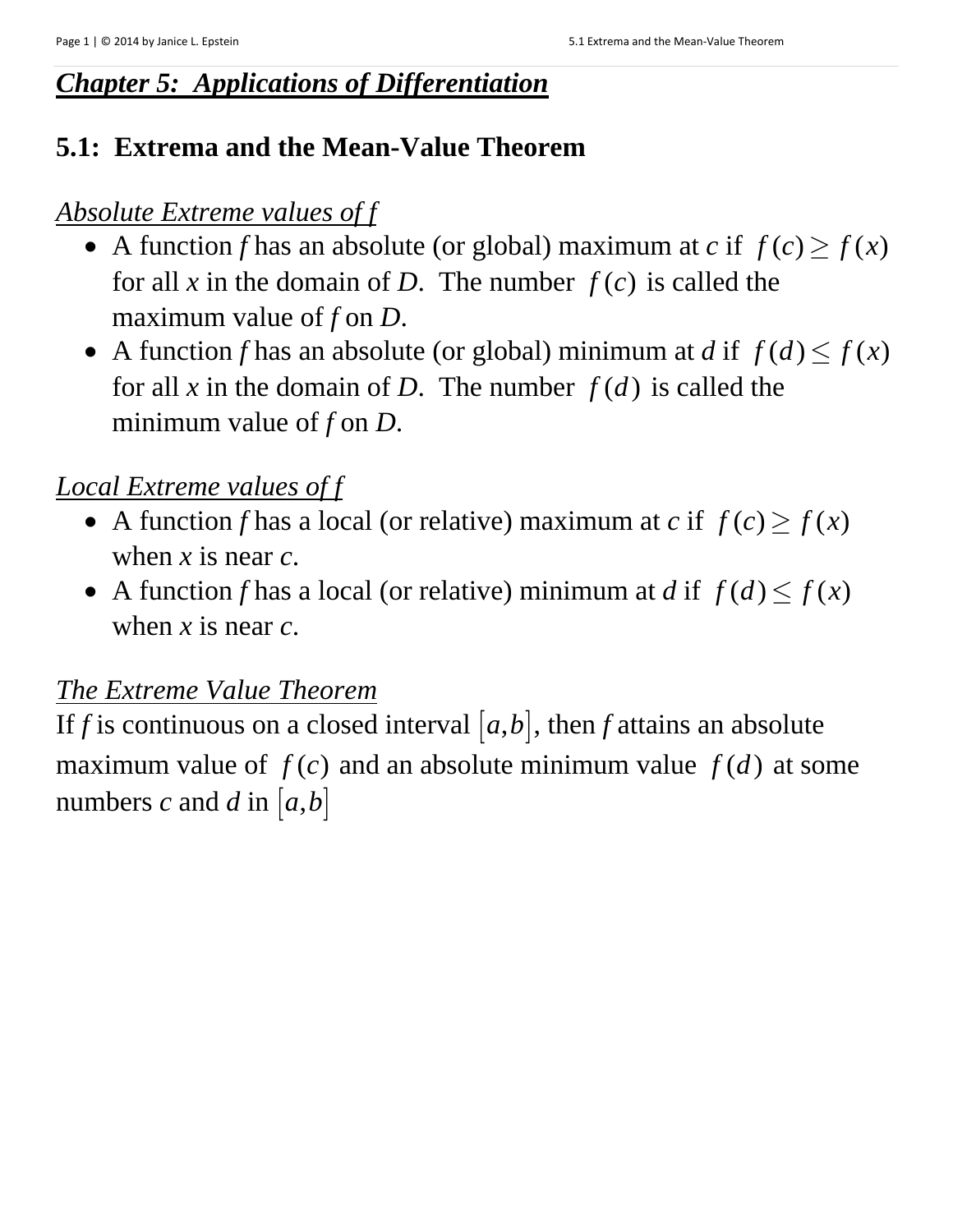# *Chapter 5: Applications of Differentiation*

## 5.1: Extrema and the Mean-Value Theorem

*Absolute Extreme values of f*

- A function *f* has an absolute (or global) maximum at *c* if $f(c) \geq f(x)$ for all *x* in the domain of *D*. The number $f(c)$ is called the maximum value of *f* on *D*.
- A function *f* has an absolute (or global) minimum at *d* if $f(d) \leq f(x)$ for all *x* in the domain of *D*. The number $f(d)$ is called the minimum value of *f* on *D*.

*Local Extreme values of f*

- A function *f* has a local (or relative) maximum at *c* if $f(c) \geq f(x)$ when *x* is near *c*.
- A function *f* has a local (or relative) minimum at *d* if $f(d) \leq f(x)$ when *x* is near *c*.

*The Extreme Value Theorem*

If *f* is continuous on a closed interval $[a,b]$, then *f* attains an absolute maximum value of $f(c)$ and an absolute minimum value $f(d)$ at some numbers *c* and *d* in $[a,b]$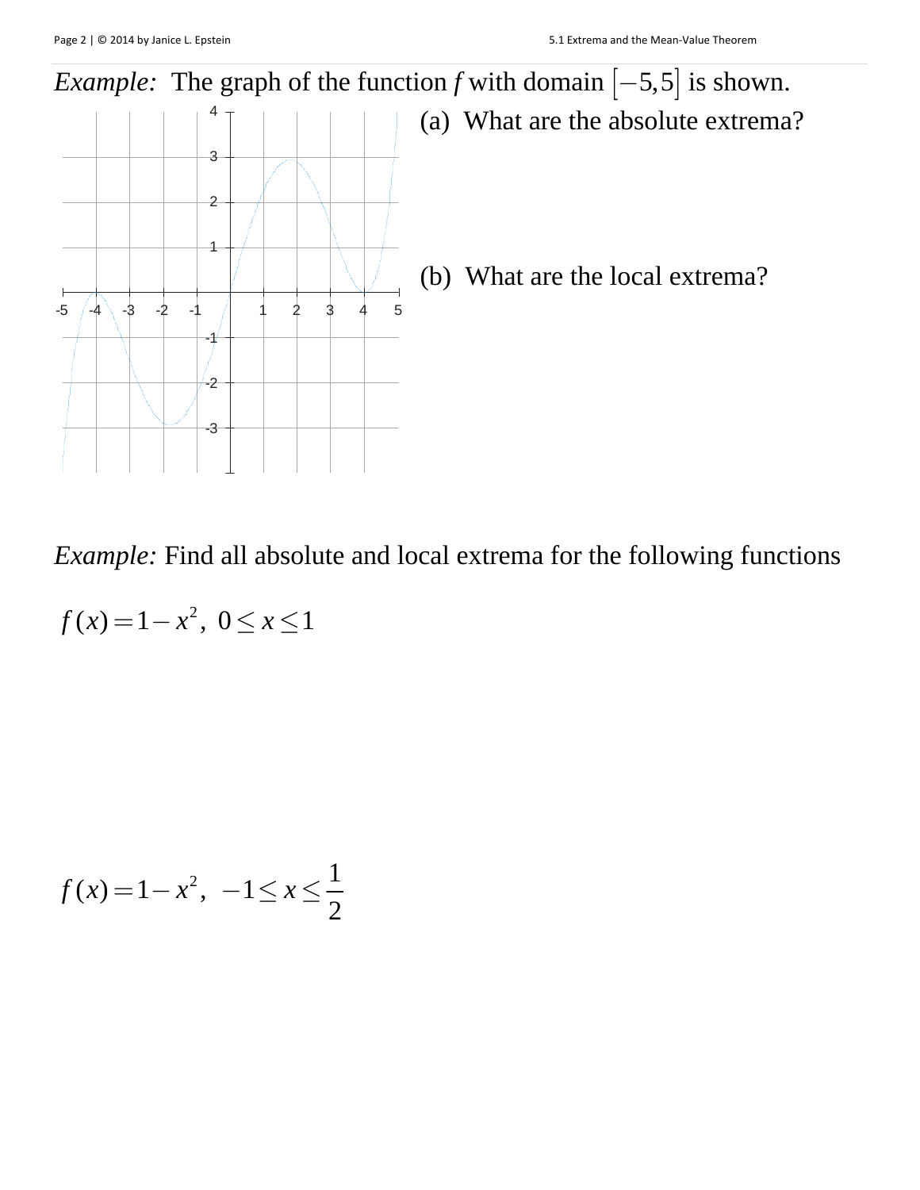*Example:* The graph of the function *f* with domain $[-5,5]$ is shown.

(a) What are the absolute extrema?

(b) What are the local extrema?

*Example:* Find all absolute and local extrema for the following functions

$f(x) = 1 - x^2, \ 0 \le x \le 1$

$f(x) = 1 - x^2, \ -1 \le x \le \dfrac{1}{2}$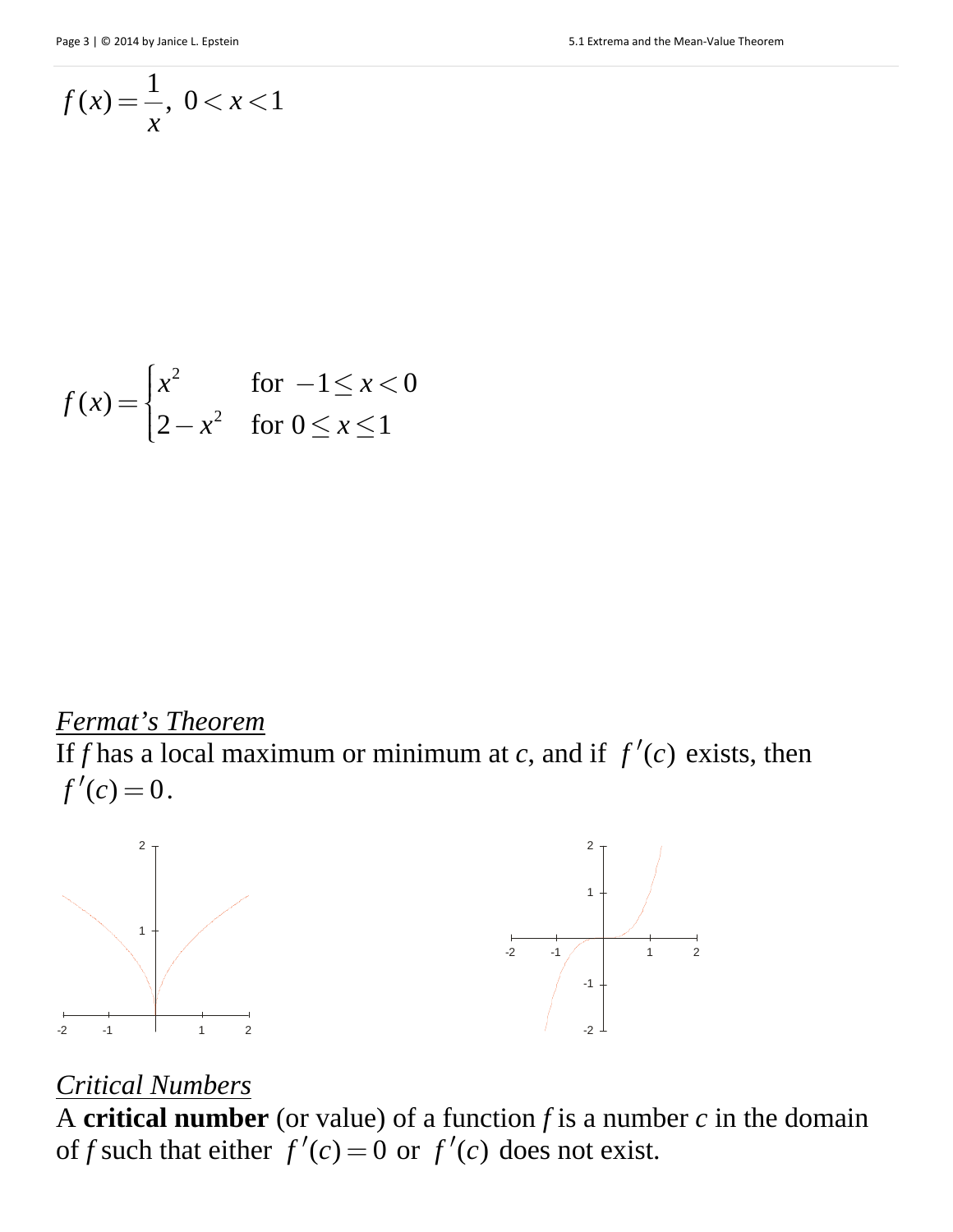$$f(x) = \frac{1}{x}, \ 0 < x < 1$$

$$f(x) = \begin{cases} x^2 & \text{for } -1 \le x < 0 \\ 2 - x^2 & \text{for } 0 \le x \le 1 \end{cases}$$

*Fermat's Theorem*

If $f$ has a local maximum or minimum at $c$, and if $f'(c)$ exists, then $f'(c) = 0$.

*Critical Numbers*

A **critical number** (or value) of a function $f$ is a number $c$ in the domain of $f$ such that either $f'(c) = 0$ or $f'(c)$ does not exist.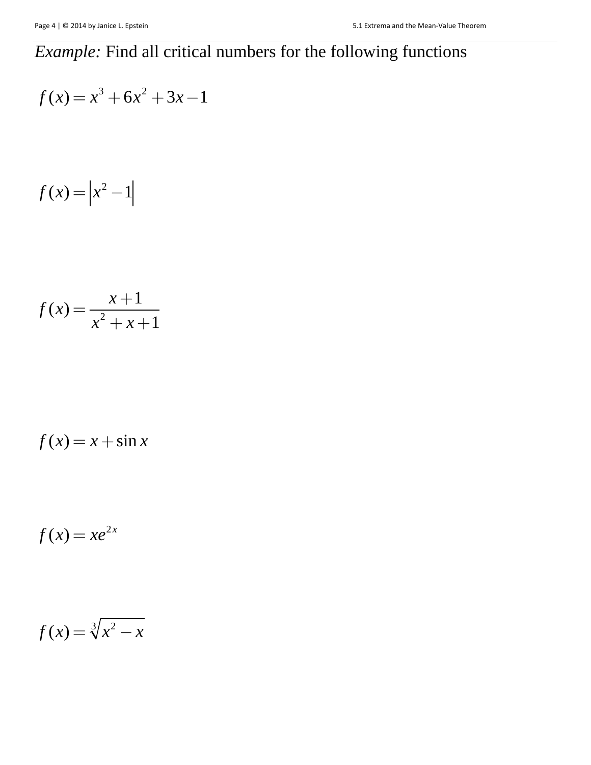*Example:* Find all critical numbers for the following functions

$$f(x) = x^3 + 6x^2 + 3x - 1$$

$$f(x) = \left|x^2 - 1\right|$$

$$f(x) = \frac{x+1}{x^2 + x + 1}$$

$$f(x) = x + \sin x$$

$$f(x) = xe^{2x}$$

$$f(x) = \sqrt[3]{x^2 - x}$$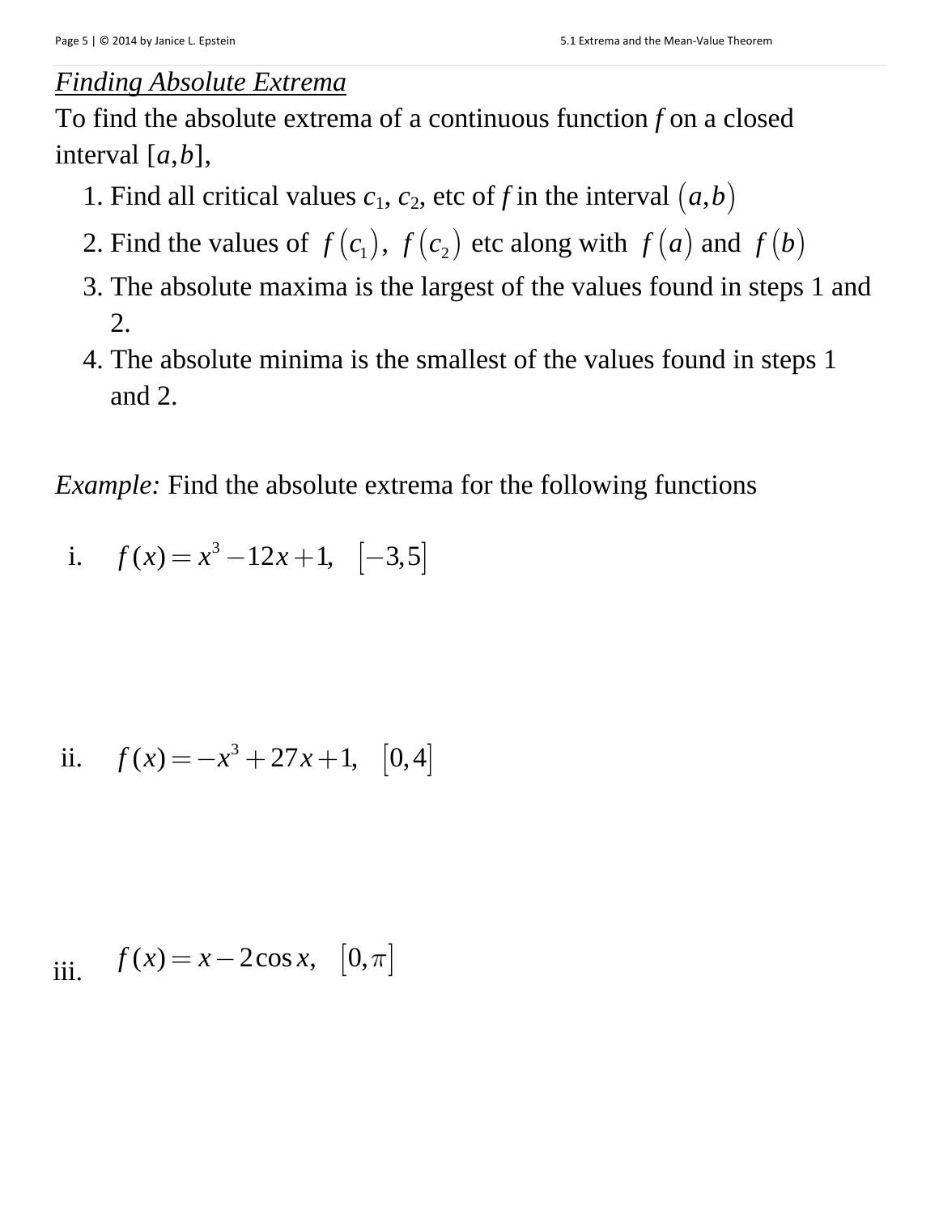## *Finding Absolute Extrema*

To find the absolute extrema of a continuous function $f$ on a closed interval $[a,b]$,

1. Find all critical values $c_1$, $c_2$, etc of $f$ in the interval $(a,b)$
2. Find the values of $f(c_1)$, $f(c_2)$ etc along with $f(a)$ and $f(b)$
3. The absolute maxima is the largest of the values found in steps 1 and 2.
4. The absolute minima is the smallest of the values found in steps 1 and 2.

*Example:* Find the absolute extrema for the following functions

i. $f(x) = x^3 - 12x + 1, \quad [-3,5]$

ii. $f(x) = -x^3 + 27x + 1, \quad [0,4]$

iii. $f(x) = x - 2\cos x, \quad [0,\pi]$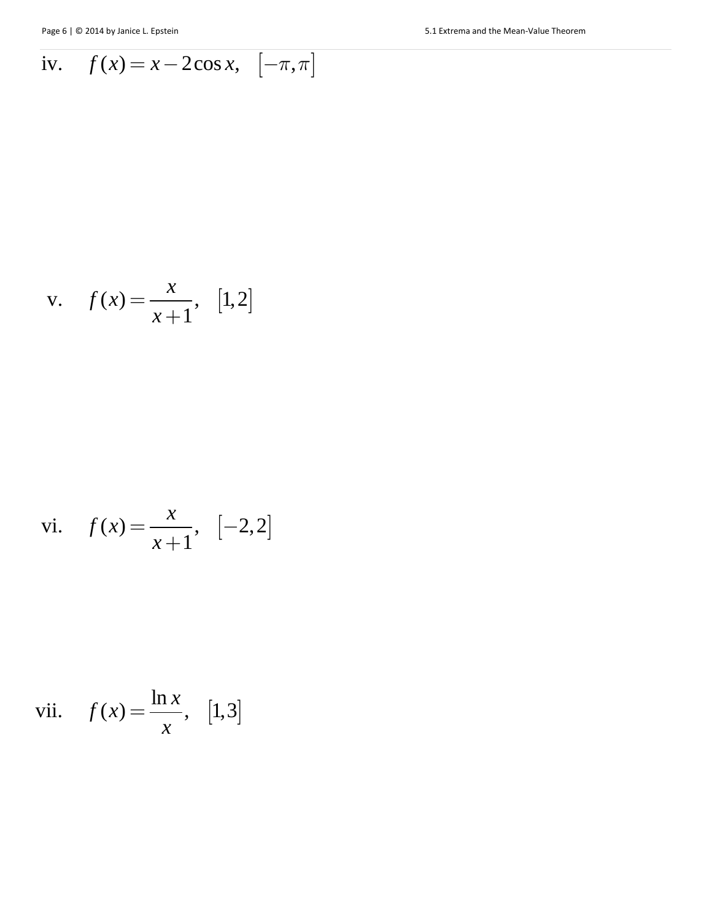iv. $f(x) = x - 2\cos x, \quad [-\pi, \pi]$

v. $f(x) = \dfrac{x}{x+1}, \quad [1, 2]$

vi. $f(x) = \dfrac{x}{x+1}, \quad [-2, 2]$

vii. $f(x) = \dfrac{\ln x}{x}, \quad [1, 3]$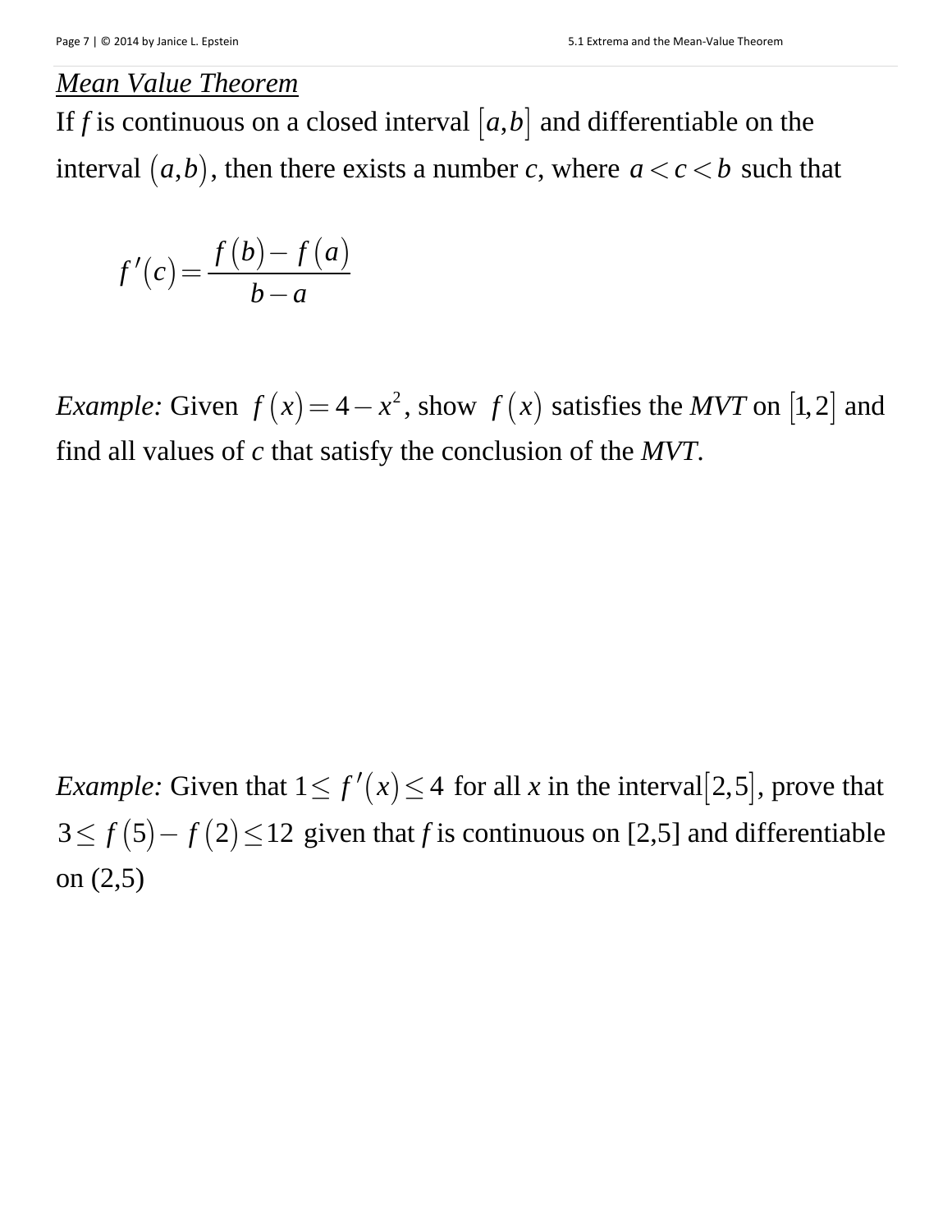## *Mean Value Theorem*

If *f* is continuous on a closed interval $[a,b]$ and differentiable on the interval $(a,b)$, then there exists a number *c*, where $a < c < b$ such that

$$f'(c) = \frac{f(b) - f(a)}{b - a}$$

*Example:* Given $f(x) = 4 - x^2$, show $f(x)$ satisfies the *MVT* on $[1,2]$ and find all values of *c* that satisfy the conclusion of the *MVT*.

*Example:* Given that $1 \le f'(x) \le 4$ for all *x* in the interval $[2,5]$, prove that $3 \le f(5) - f(2) \le 12$ given that *f* is continuous on [2,5] and differentiable on (2,5)